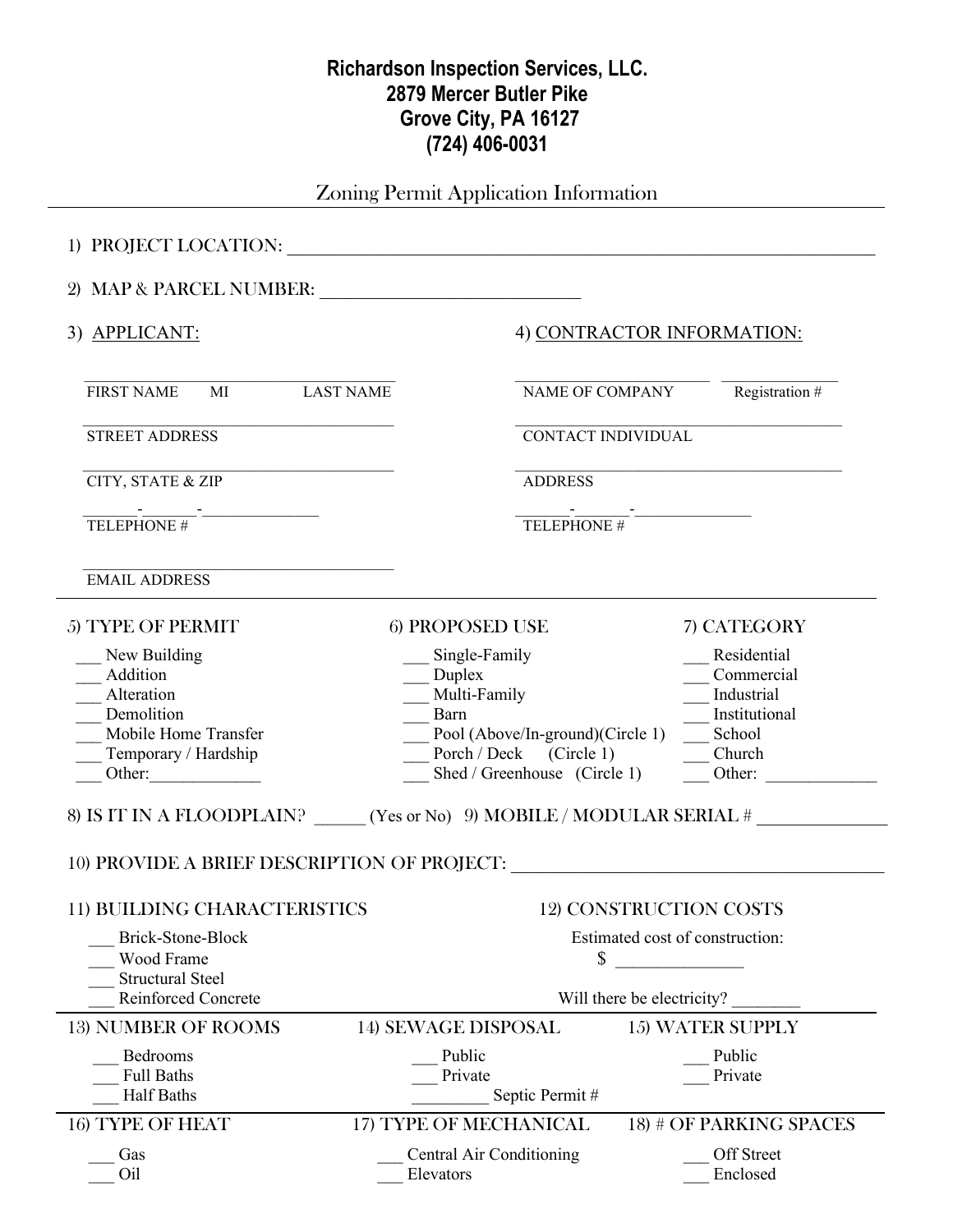**Richardson Inspection Services, LLC.**
**2879 Mercer Butler Pike**
**Grove City, PA 16127**
**(724) 406-0031**

## Zoning Permit Application Information

1) PROJECT LOCATION: ______________________________________________________________

2) MAP & PARCEL NUMBER: ____________________________

3) APPLICANT:

___________________________________
FIRST NAME MI LAST NAME

___________________________________
STREET ADDRESS

___________________________________
CITY, STATE & ZIP

______-______-_____________
TELEPHONE #

___________________________________
EMAIL ADDRESS

4) CONTRACTOR INFORMATION:

_____________________ _____________
NAME OF COMPANY Registration #

___________________________________
CONTACT INDIVIDUAL

___________________________________
ADDRESS

______-______-_____________
TELEPHONE #

---

5) TYPE OF PERMIT

- ___ New Building
- ___ Addition
- ___ Alteration
- ___ Demolition
- ___ Mobile Home Transfer
- ___ Temporary / Hardship
- ___ Other:____________

6) PROPOSED USE

- ___ Single-Family
- ___ Duplex
- ___ Multi-Family
- ___ Barn
- ___ Pool (Above/In-ground)(Circle 1)
- ___ Porch / Deck (Circle 1)
- ___ Shed / Greenhouse (Circle 1)

7) CATEGORY

- ___ Residential
- ___ Commercial
- ___ Industrial
- ___ Institutional
- ___ School
- ___ Church
- ___ Other: ____________

8) IS IT IN A FLOODPLAIN? _____ (Yes or No) 9) MOBILE / MODULAR SERIAL # ______________

10) PROVIDE A BRIEF DESCRIPTION OF PROJECT: ________________________________________

11) BUILDING CHARACTERISTICS

- ___ Brick-Stone-Block
- ___ Wood Frame
- ___ Structural Steel
- ___ Reinforced Concrete

12) CONSTRUCTION COSTS

Estimated cost of construction:
$ ______________

Will there be electricity? _______

---

13) NUMBER OF ROOMS

- ___ Bedrooms
- ___ Full Baths
- ___ Half Baths

14) SEWAGE DISPOSAL

- ___ Public
- ___ Private
- _________ Septic Permit #

15) WATER SUPPLY

- ___ Public
- ___ Private

---

16) TYPE OF HEAT

- ___ Gas
- ___ Oil

17) TYPE OF MECHANICAL

- ___ Central Air Conditioning
- ___ Elevators

18) # OF PARKING SPACES

- ___ Off Street
- ___ Enclosed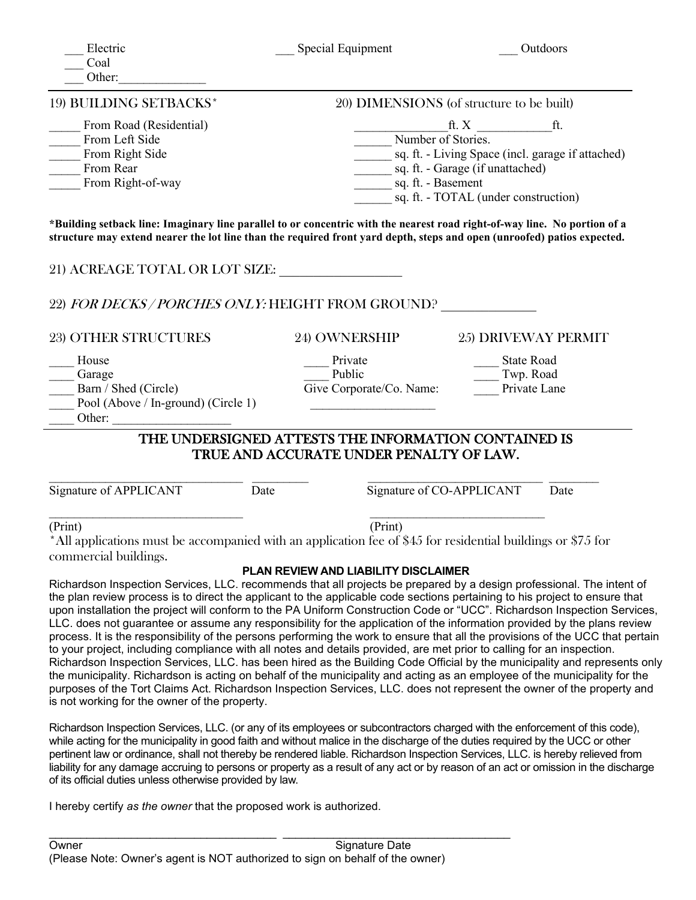\_\_\_ Electric
\_\_\_ Coal
\_\_\_ Other:\_\_\_\_\_\_\_\_\_\_\_\_\_\_

\_\_\_ Special Equipment

\_\_\_ Outdoors

19) BUILDING SETBACKS*

\_\_\_\_\_ From Road (Residential)
\_\_\_\_\_ From Left Side
\_\_\_\_\_ From Right Side
\_\_\_\_\_ From Rear
\_\_\_\_\_ From Right-of-way

20) DIMENSIONS (of structure to be built)

\_\_\_\_\_\_\_\_\_\_\_\_\_\_\_ft. X \_\_\_\_\_\_\_\_\_\_\_\_ft.
\_\_\_\_\_\_ Number of Stories.
\_\_\_\_\_\_ sq. ft. - Living Space (incl. garage if attached)
\_\_\_\_\_\_ sq. ft. - Garage (if unattached)
\_\_\_\_\_\_ sq. ft. - Basement
\_\_\_\_\_\_ sq. ft. - TOTAL (under construction)

**\*Building setback line: Imaginary line parallel to or concentric with the nearest road right-of-way line. No portion of a structure may extend nearer the lot line than the required front yard depth, steps and open (unroofed) patios expected.**

21) ACREAGE TOTAL OR LOT SIZE: \_\_\_\_\_\_\_\_\_\_\_\_\_\_\_\_\_\_

22) *FOR DECKS / PORCHES ONLY:* HEIGHT FROM GROUND? \_\_\_\_\_\_\_\_\_\_\_\_\_\_

23) OTHER STRUCTURES

\_\_\_\_ House
\_\_\_\_ Garage
\_\_\_\_ Barn / Shed (Circle)
\_\_\_\_ Pool (Above / In-ground) (Circle 1)
\_\_\_\_ Other: \_\_\_\_\_\_\_\_\_\_\_\_\_\_\_\_\_\_

24) OWNERSHIP

\_\_\_\_ Private
\_\_\_\_ Public
Give Corporate/Co. Name:
\_\_\_\_\_\_\_\_\_\_\_\_\_\_\_\_\_\_\_\_

25) DRIVEWAY PERMIT

\_\_\_\_ State Road
\_\_\_\_ Twp. Road
\_\_\_\_ Private Lane

## THE UNDERSIGNED ATTESTS THE INFORMATION CONTAINED IS TRUE AND ACCURATE UNDER PENALTY OF LAW.

\_\_\_\_\_\_\_\_\_\_\_\_\_\_\_\_\_\_\_\_\_\_\_\_\_\_\_\_\_\_\_\_ \_\_\_\_\_\_\_\_\_
Signature of APPLICANT Date

\_\_\_\_\_\_\_\_\_\_\_\_\_\_\_\_\_\_\_\_\_\_\_\_\_\_\_\_\_\_ \_\_\_\_\_\_\_\_
Signature of CO-APPLICANT Date

\_\_\_\_\_\_\_\_\_\_\_\_\_\_\_\_\_\_\_\_\_\_\_\_\_\_\_\_\_\_\_\_
(Print)

\_\_\_\_\_\_\_\_\_\_\_\_\_\_\_\_\_\_\_\_\_\_\_\_\_\_\_\_\_\_
(Print)

*All applications must be accompanied with an application fee of $45 for residential buildings or $75 for commercial buildings.

### PLAN REVIEW AND LIABILITY DISCLAIMER

Richardson Inspection Services, LLC. recommends that all projects be prepared by a design professional. The intent of the plan review process is to direct the applicant to the applicable code sections pertaining to his project to ensure that upon installation the project will conform to the PA Uniform Construction Code or "UCC". Richardson Inspection Services, LLC. does not guarantee or assume any responsibility for the application of the information provided by the plans review process. It is the responsibility of the persons performing the work to ensure that all the provisions of the UCC that pertain to your project, including compliance with all notes and details provided, are met prior to calling for an inspection. Richardson Inspection Services, LLC. has been hired as the Building Code Official by the municipality and represents only the municipality. Richardson is acting on behalf of the municipality and acting as an employee of the municipality for the purposes of the Tort Claims Act. Richardson Inspection Services, LLC. does not represent the owner of the property and is not working for the owner of the property.

Richardson Inspection Services, LLC. (or any of its employees or subcontractors charged with the enforcement of this code), while acting for the municipality in good faith and without malice in the discharge of the duties required by the UCC or other pertinent law or ordinance, shall not thereby be rendered liable. Richardson Inspection Services, LLC. is hereby relieved from liability for any damage accruing to persons or property as a result of any act or by reason of an act or omission in the discharge of its official duties unless otherwise provided by law.

I hereby certify *as the owner* that the proposed work is authorized.

\_\_\_\_\_\_\_\_\_\_\_\_\_\_\_\_\_\_\_\_\_\_\_\_\_\_\_\_\_\_\_\_\_\_\_\_\_\_ \_\_\_\_\_\_\_\_\_\_\_\_\_\_\_\_\_\_\_\_\_\_\_\_\_\_\_\_\_\_\_\_\_\_\_\_\_\_
Owner Signature Date
(Please Note: Owner's agent is NOT authorized to sign on behalf of the owner)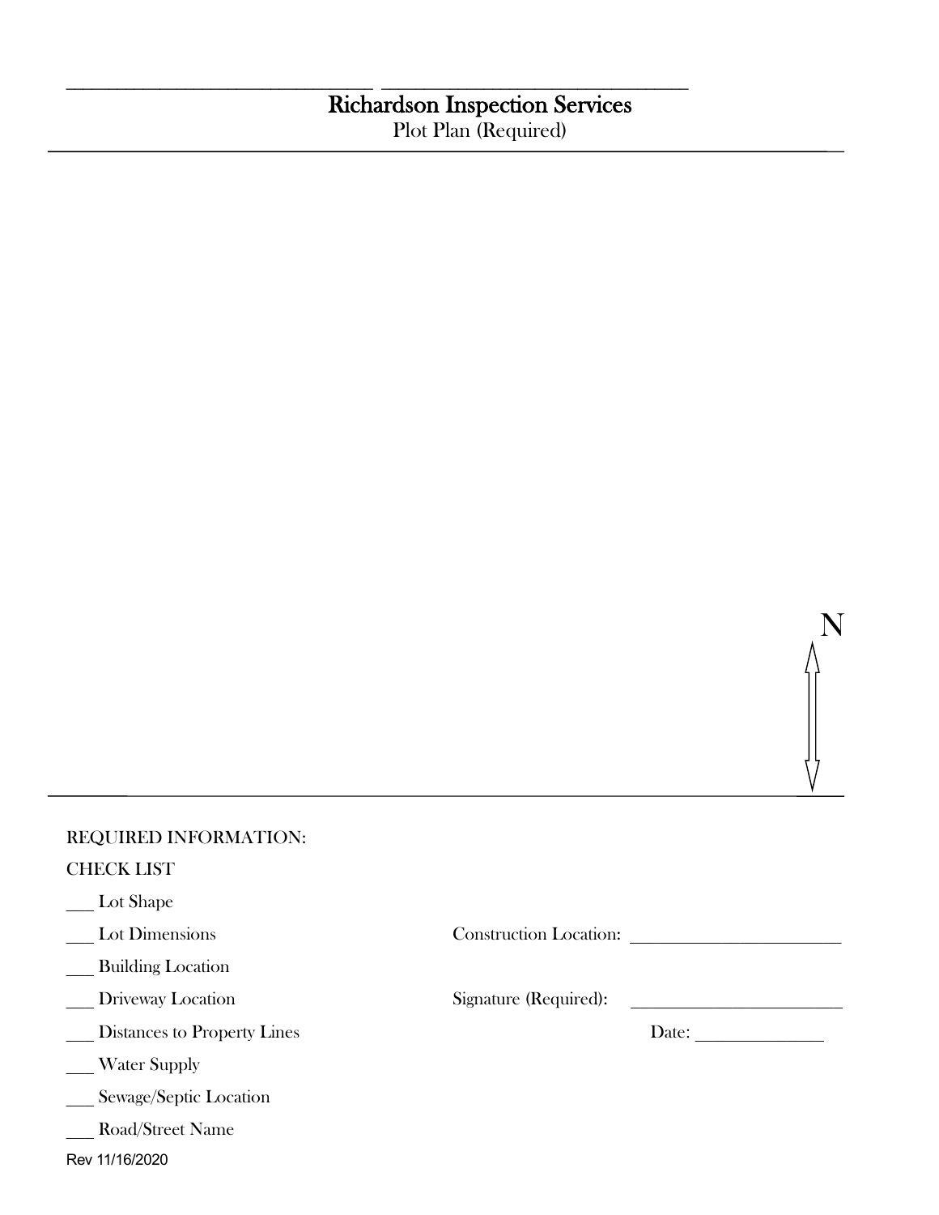______________________________ ______________________________

# Richardson Inspection Services

Plot Plan (Required)

N

REQUIRED INFORMATION:

CHECK LIST

___ Lot Shape

___ Lot Dimensions

___ Building Location

___ Driveway Location

___ Distances to Property Lines

___ Water Supply

___ Sewage/Septic Location

___ Road/Street Name

Construction Location: ______________________

Signature (Required): ______________________

Date: ______________

Rev 11/16/2020